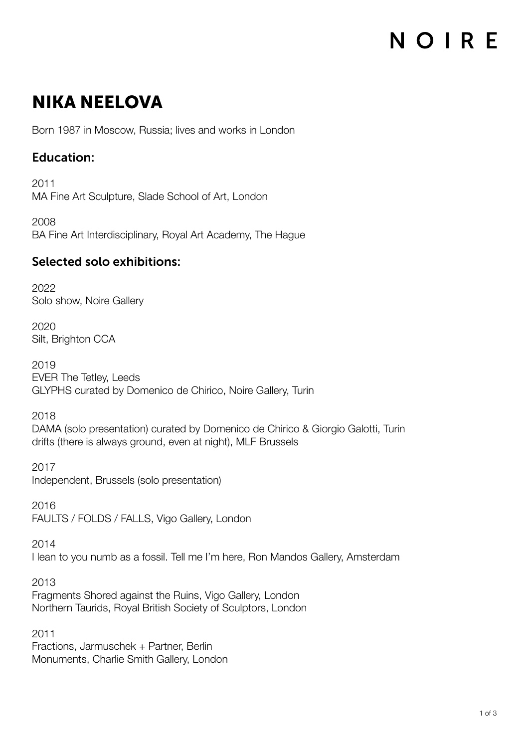# NIKA NEELOVA

Born 1987 in Moscow, Russia; lives and works in London

## Education:

2011
MA Fine Art Sculpture, Slade School of Art, London

2008
BA Fine Art Interdisciplinary, Royal Art Academy, The Hague

## Selected solo exhibitions:

2022
Solo show, Noire Gallery

2020
Silt, Brighton CCA

2019
EVER The Tetley, Leeds
GLYPHS curated by Domenico de Chirico, Noire Gallery, Turin

2018
DAMA (solo presentation) curated by Domenico de Chirico & Giorgio Galotti, Turin
drifts (there is always ground, even at night), MLF Brussels

2017
Independent, Brussels (solo presentation)

2016
FAULTS / FOLDS / FALLS, Vigo Gallery, London

2014
I lean to you numb as a fossil. Tell me I'm here, Ron Mandos Gallery, Amsterdam

2013
Fragments Shored against the Ruins, Vigo Gallery, London
Northern Taurids, Royal British Society of Sculptors, London

2011
Fractions, Jarmuschek + Partner, Berlin
Monuments, Charlie Smith Gallery, London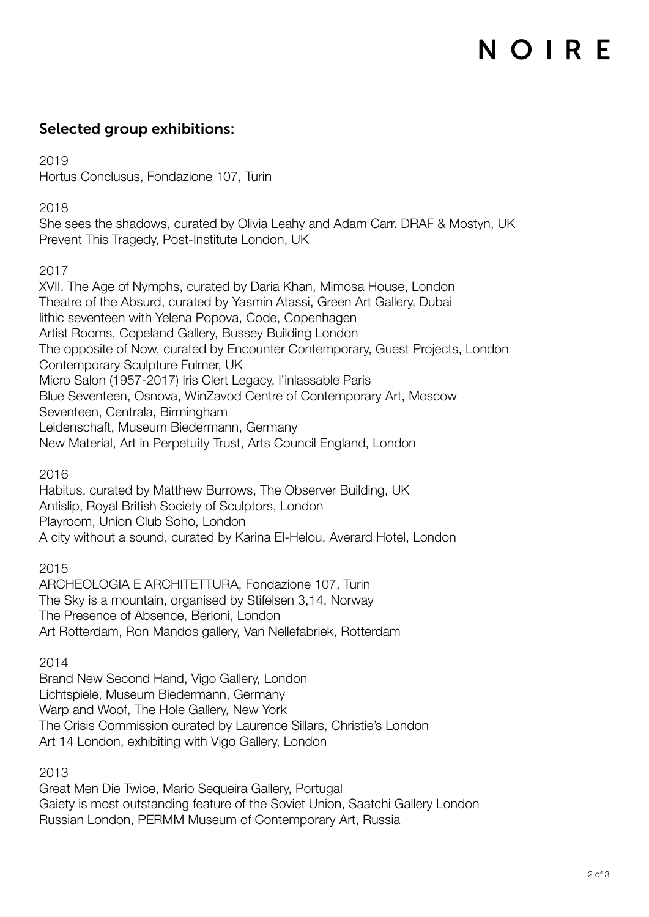## Selected group exhibitions:

2019
Hortus Conclusus, Fondazione 107, Turin

2018
She sees the shadows, curated by Olivia Leahy and Adam Carr. DRAF & Mostyn, UK
Prevent This Tragedy, Post-Institute London, UK

2017
XVII. The Age of Nymphs, curated by Daria Khan, Mimosa House, London
Theatre of the Absurd, curated by Yasmin Atassi, Green Art Gallery, Dubai
lithic seventeen with Yelena Popova, Code, Copenhagen
Artist Rooms, Copeland Gallery, Bussey Building London
The opposite of Now, curated by Encounter Contemporary, Guest Projects, London
Contemporary Sculpture Fulmer, UK
Micro Salon (1957-2017) Iris Clert Legacy, l'inlassable Paris
Blue Seventeen, Osnova, WinZavod Centre of Contemporary Art, Moscow
Seventeen, Centrala, Birmingham
Leidenschaft, Museum Biedermann, Germany
New Material, Art in Perpetuity Trust, Arts Council England, London

2016
Habitus, curated by Matthew Burrows, The Observer Building, UK
Antislip, Royal British Society of Sculptors, London
Playroom, Union Club Soho, London
A city without a sound, curated by Karina El-Helou, Averard Hotel, London

2015
ARCHEOLOGIA E ARCHITETTURA, Fondazione 107, Turin
The Sky is a mountain, organised by Stifelsen 3,14, Norway
The Presence of Absence, Berloni, London
Art Rotterdam, Ron Mandos gallery, Van Nellefabriek, Rotterdam

2014
Brand New Second Hand, Vigo Gallery, London
Lichtspiele, Museum Biedermann, Germany
Warp and Woof, The Hole Gallery, New York
The Crisis Commission curated by Laurence Sillars, Christie's London
Art 14 London, exhibiting with Vigo Gallery, London

2013
Great Men Die Twice, Mario Sequeira Gallery, Portugal
Gaiety is most outstanding feature of the Soviet Union, Saatchi Gallery London
Russian London, PERMM Museum of Contemporary Art, Russia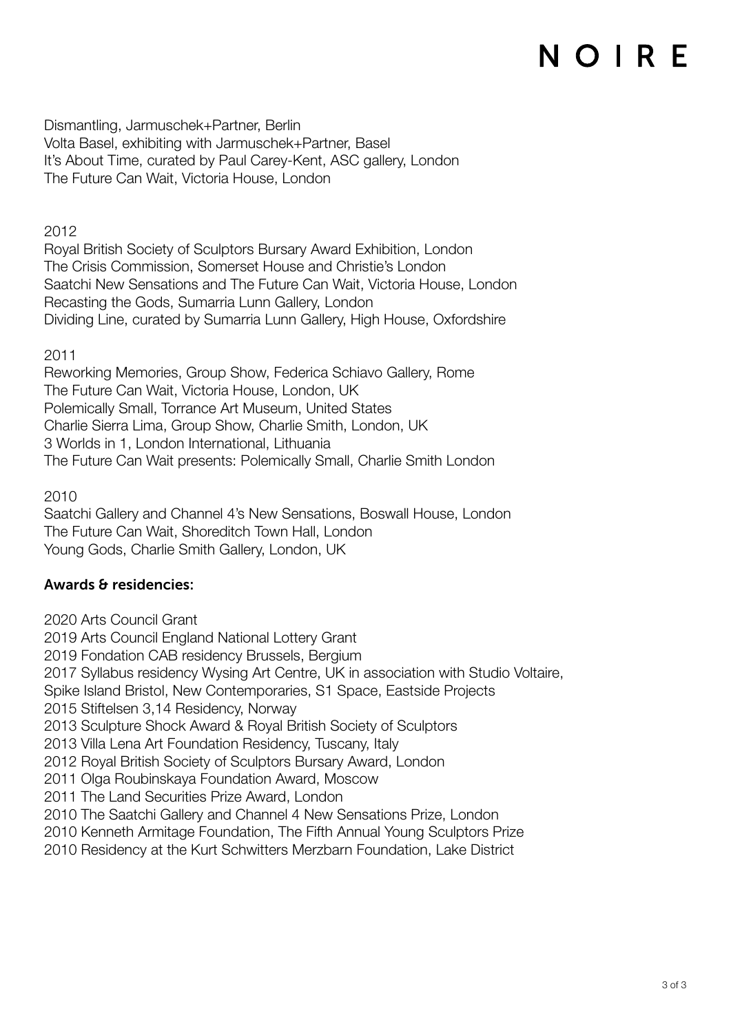Dismantling, Jarmuschek+Partner, Berlin
Volta Basel, exhibiting with Jarmuschek+Partner, Basel
It's About Time, curated by Paul Carey-Kent, ASC gallery, London
The Future Can Wait, Victoria House, London

2012
Royal British Society of Sculptors Bursary Award Exhibition, London
The Crisis Commission, Somerset House and Christie's London
Saatchi New Sensations and The Future Can Wait, Victoria House, London
Recasting the Gods, Sumarria Lunn Gallery, London
Dividing Line, curated by Sumarria Lunn Gallery, High House, Oxfordshire

2011
Reworking Memories, Group Show, Federica Schiavo Gallery, Rome
The Future Can Wait, Victoria House, London, UK
Polemically Small, Torrance Art Museum, United States
Charlie Sierra Lima, Group Show, Charlie Smith, London, UK
3 Worlds in 1, London International, Lithuania
The Future Can Wait presents: Polemically Small, Charlie Smith London

2010
Saatchi Gallery and Channel 4's New Sensations, Boswall House, London
The Future Can Wait, Shoreditch Town Hall, London
Young Gods, Charlie Smith Gallery, London, UK

**Awards & residencies:**

2020 Arts Council Grant
2019 Arts Council England National Lottery Grant
2019 Fondation CAB residency Brussels, Bergium
2017 Syllabus residency Wysing Art Centre, UK in association with Studio Voltaire, Spike Island Bristol, New Contemporaries, S1 Space, Eastside Projects
2015 Stiftelsen 3,14 Residency, Norway
2013 Sculpture Shock Award & Royal British Society of Sculptors
2013 Villa Lena Art Foundation Residency, Tuscany, Italy
2012 Royal British Society of Sculptors Bursary Award, London
2011 Olga Roubinskaya Foundation Award, Moscow
2011 The Land Securities Prize Award, London
2010 The Saatchi Gallery and Channel 4 New Sensations Prize, London
2010 Kenneth Armitage Foundation, The Fifth Annual Young Sculptors Prize
2010 Residency at the Kurt Schwitters Merzbarn Foundation, Lake District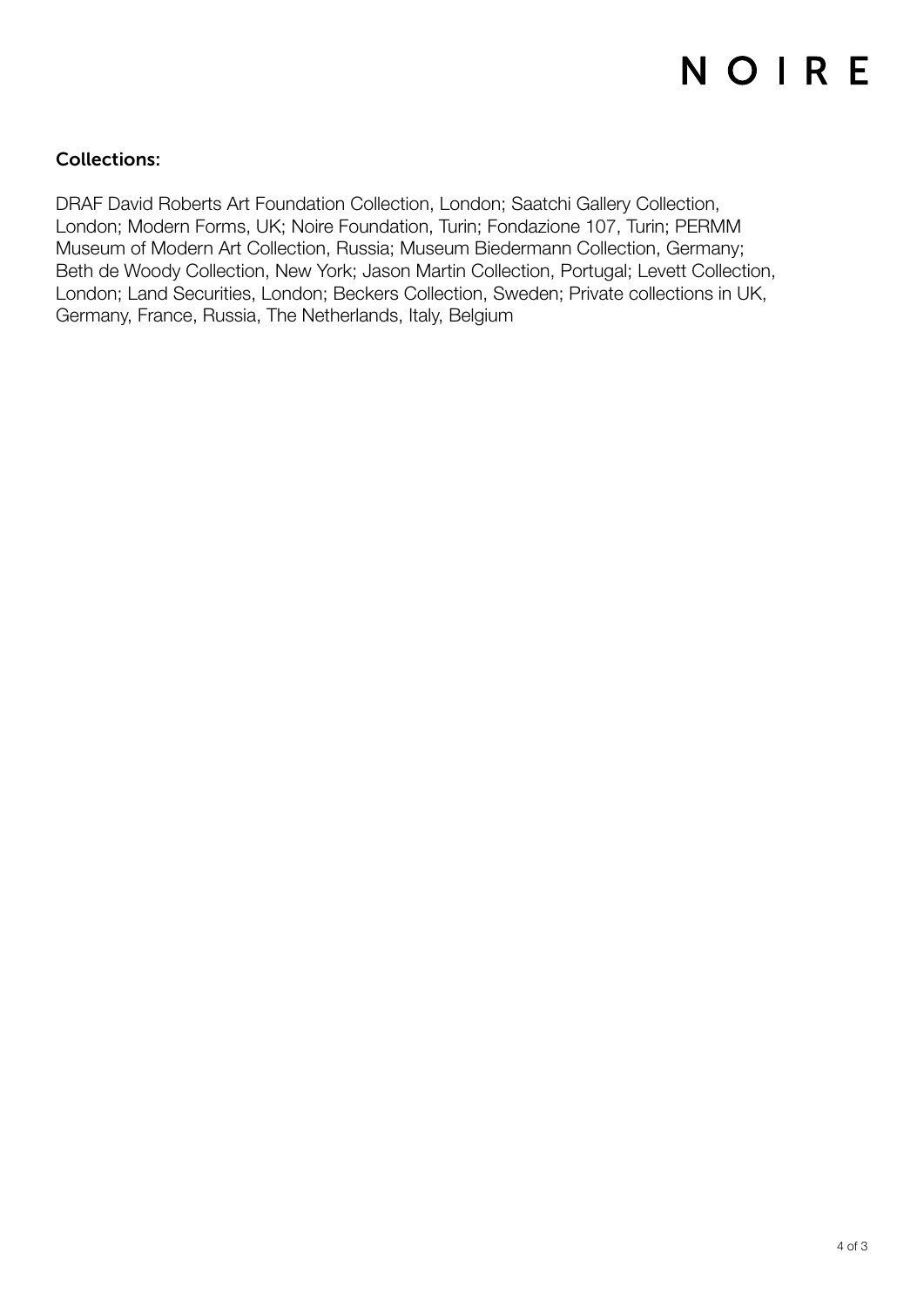## Collections:

DRAF David Roberts Art Foundation Collection, London; Saatchi Gallery Collection, London; Modern Forms, UK; Noire Foundation, Turin; Fondazione 107, Turin; PERMM Museum of Modern Art Collection, Russia; Museum Biedermann Collection, Germany; Beth de Woody Collection, New York; Jason Martin Collection, Portugal; Levett Collection, London; Land Securities, London; Beckers Collection, Sweden; Private collections in UK, Germany, France, Russia, The Netherlands, Italy, Belgium